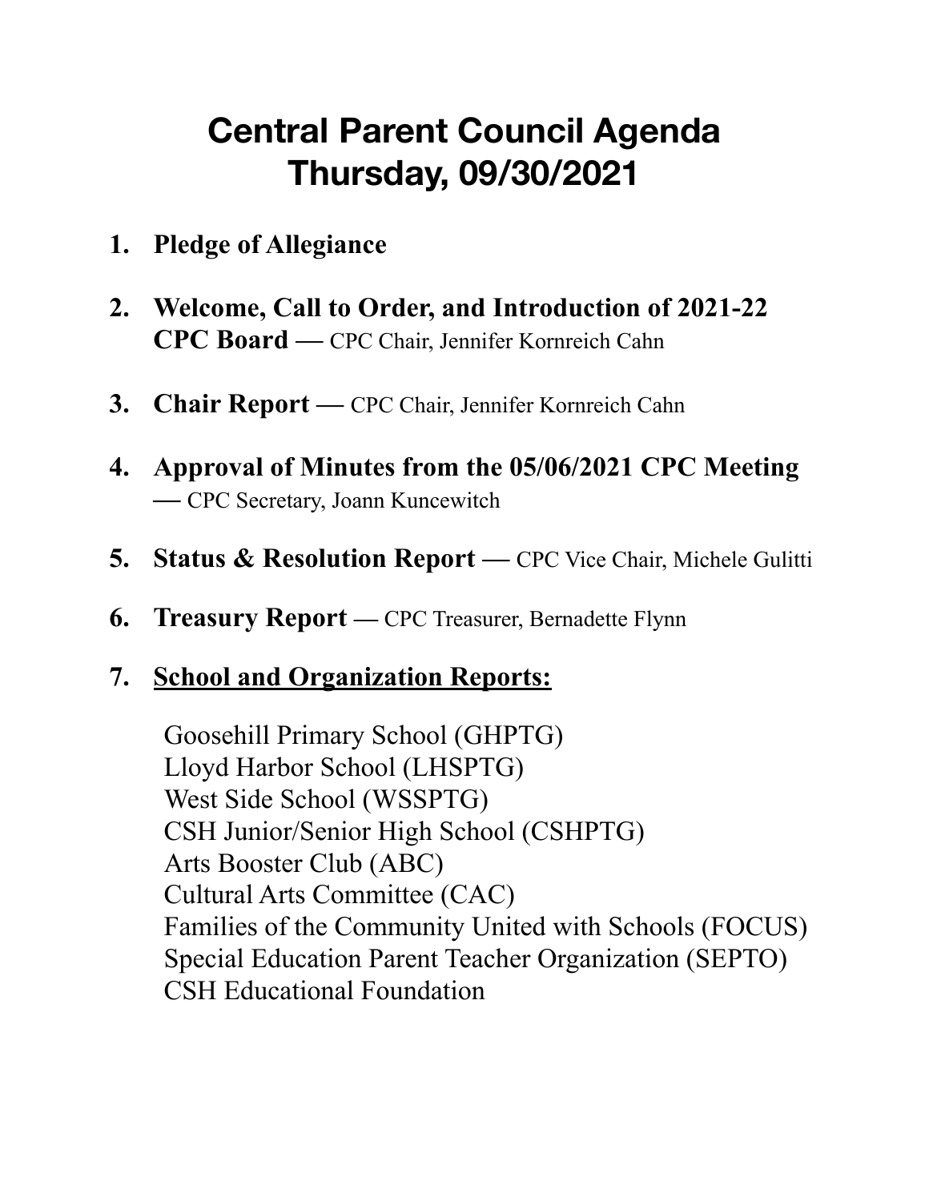# Central Parent Council Agenda
# Thursday, 09/30/2021

1. **Pledge of Allegiance**

2. **Welcome, Call to Order, and Introduction of 2021-22 CPC Board —** CPC Chair, Jennifer Kornreich Cahn

3. **Chair Report —** CPC Chair, Jennifer Kornreich Cahn

4. **Approval of Minutes from the 05/06/2021 CPC Meeting** — CPC Secretary, Joann Kuncewitch

5. **Status & Resolution Report —** CPC Vice Chair, Michele Gulitti

6. **Treasury Report —** CPC Treasurer, Bernadette Flynn

7. **School and Organization Reports:**

   Goosehill Primary School (GHPTG)
   Lloyd Harbor School (LHSPTG)
   West Side School (WSSPTG)
   CSH Junior/Senior High School (CSHPTG)
   Arts Booster Club (ABC)
   Cultural Arts Committee (CAC)
   Families of the Community United with Schools (FOCUS)
   Special Education Parent Teacher Organization (SEPTO)
   CSH Educational Foundation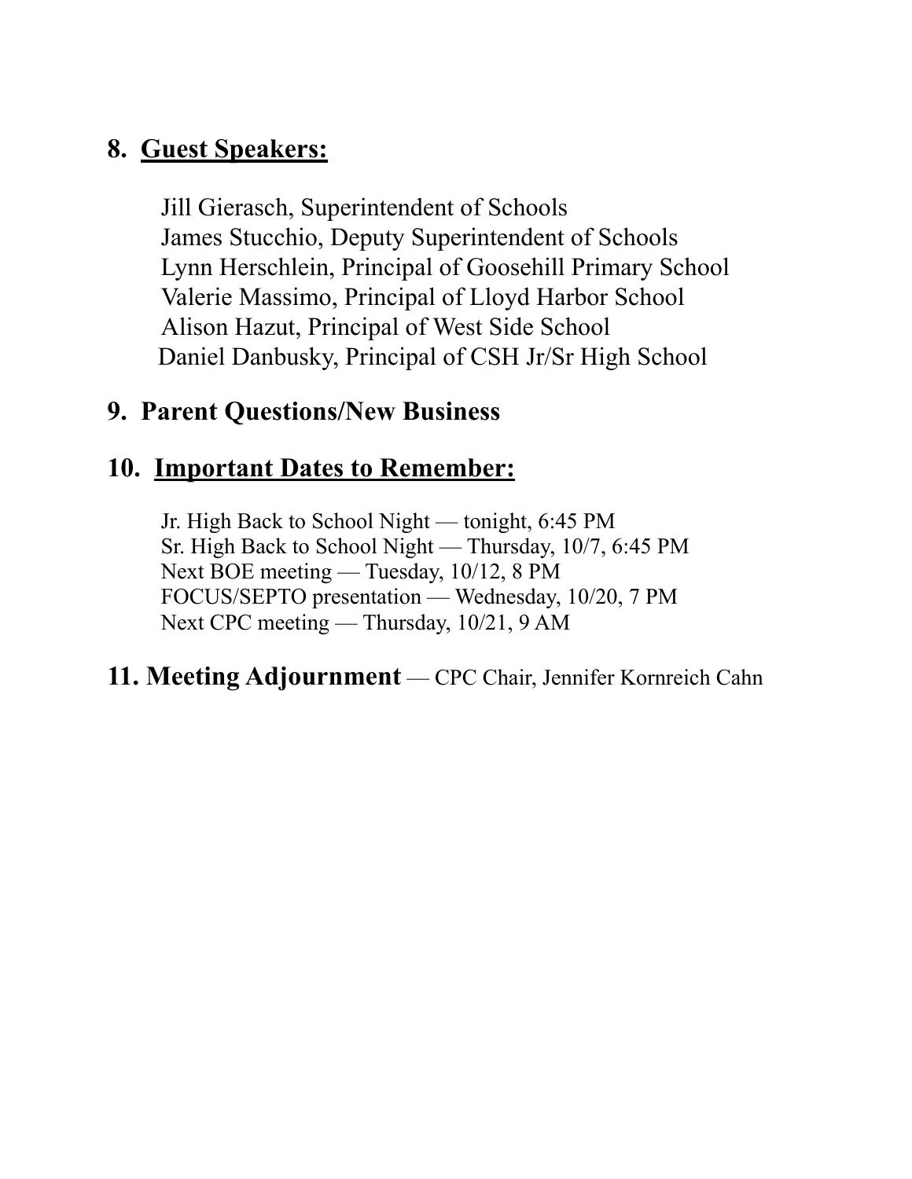## 8. <u>Guest Speakers:</u>

Jill Gierasch, Superintendent of Schools
James Stucchio, Deputy Superintendent of Schools
Lynn Herschlein, Principal of Goosehill Primary School
Valerie Massimo, Principal of Lloyd Harbor School
Alison Hazut, Principal of West Side School
Daniel Danbusky, Principal of CSH Jr/Sr High School

## 9. Parent Questions/New Business

## 10. <u>Important Dates to Remember:</u>

Jr. High Back to School Night — tonight, 6:45 PM
Sr. High Back to School Night — Thursday, 10/7, 6:45 PM
Next BOE meeting — Tuesday, 10/12, 8 PM
FOCUS/SEPTO presentation — Wednesday, 10/20, 7 PM
Next CPC meeting — Thursday, 10/21, 9 AM

## 11. Meeting Adjournment — CPC Chair, Jennifer Kornreich Cahn